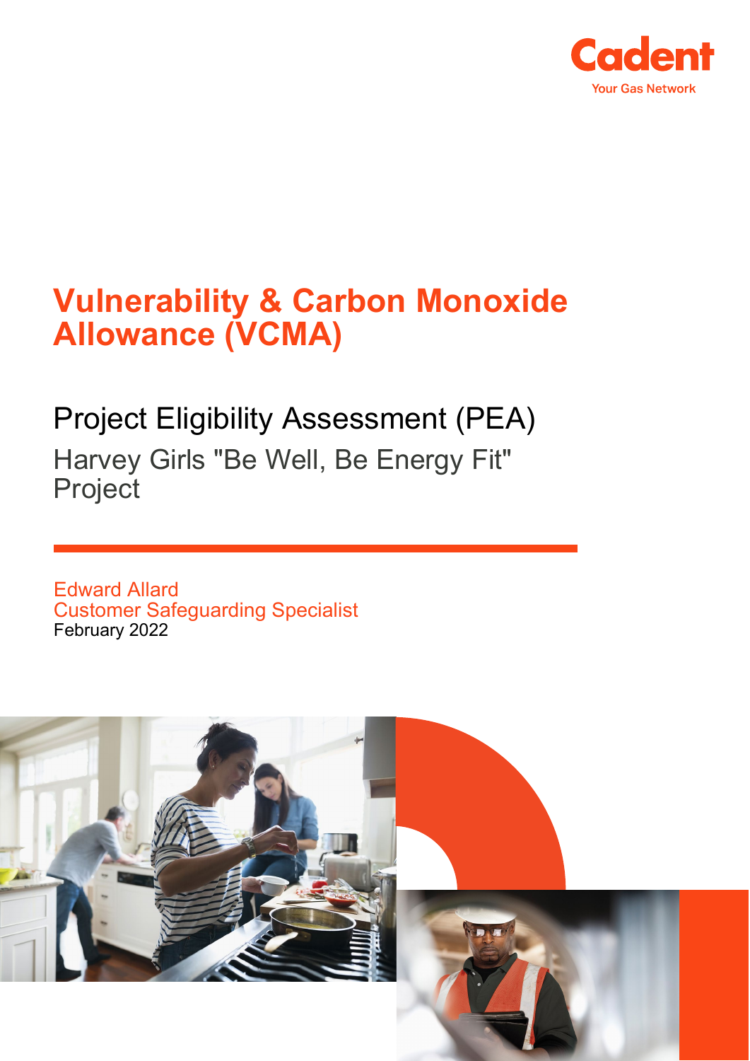Cadent
Your Gas Network

# Vulnerability & Carbon Monoxide Allowance (VCMA)

## Project Eligibility Assessment (PEA)

### Harvey Girls "Be Well, Be Energy Fit" Project

Edward Allard
Customer Safeguarding Specialist
February 2022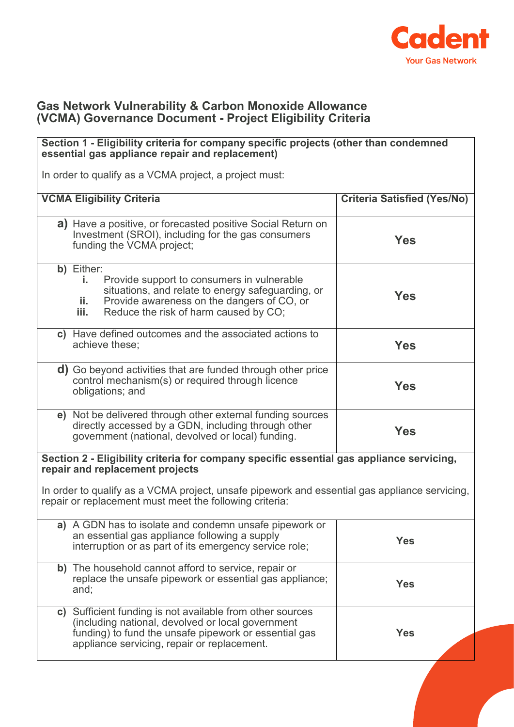# Gas Network Vulnerability & Carbon Monoxide Allowance (VCMA) Governance Document - Project Eligibility Criteria

**Section 1 - Eligibility criteria for company specific projects (other than condemned essential gas appliance repair and replacement)**

In order to qualify as a VCMA project, a project must:

| VCMA Eligibility Criteria | Criteria Satisfied (Yes/No) |
|---|---|
| **a)** Have a positive, or forecasted positive Social Return on Investment (SROI), including for the gas consumers funding the VCMA project; | **Yes** |
| **b)** Either: **i.** Provide support to consumers in vulnerable situations, and relate to energy safeguarding, or **ii.** Provide awareness on the dangers of CO, or **iii.** Reduce the risk of harm caused by CO; | **Yes** |
| **c)** Have defined outcomes and the associated actions to achieve these; | **Yes** |
| **d)** Go beyond activities that are funded through other price control mechanism(s) or required through licence obligations; and | **Yes** |
| **e)** Not be delivered through other external funding sources directly accessed by a GDN, including through other government (national, devolved or local) funding. | **Yes** |

**Section 2 - Eligibility criteria for company specific essential gas appliance servicing, repair and replacement projects**

In order to qualify as a VCMA project, unsafe pipework and essential gas appliance servicing, repair or replacement must meet the following criteria:

| Criteria | Criteria Satisfied (Yes/No) |
|---|---|
| **a)** A GDN has to isolate and condemn unsafe pipework or an essential gas appliance following a supply interruption or as part of its emergency service role; | **Yes** |
| **b)** The household cannot afford to service, repair or replace the unsafe pipework or essential gas appliance; and; | **Yes** |
| **c)** Sufficient funding is not available from other sources (including national, devolved or local government funding) to fund the unsafe pipework or essential gas appliance servicing, repair or replacement. | **Yes** |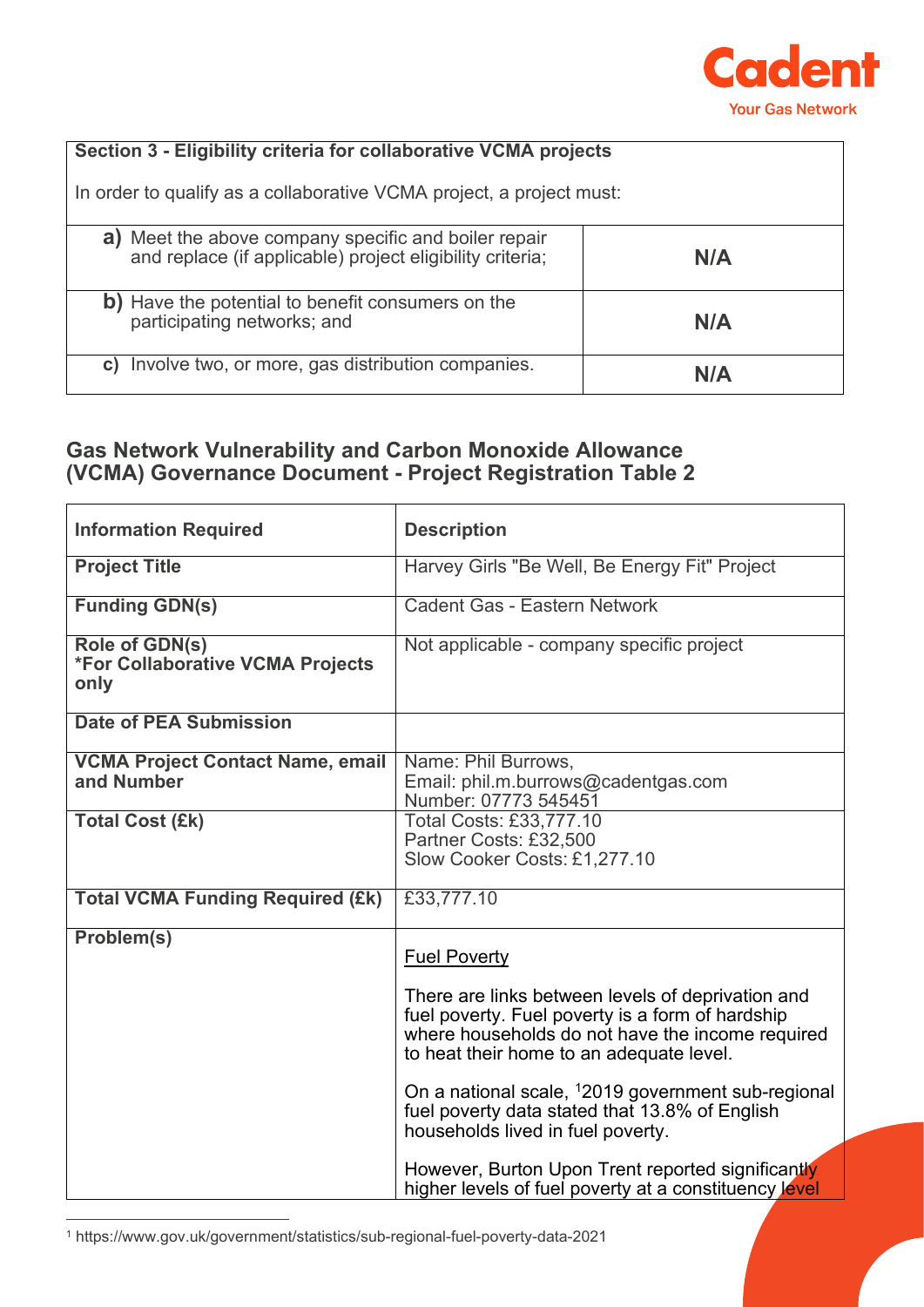| Section 3 - Eligibility criteria for collaborative VCMA projects<br><br>In order to qualify as a collaborative VCMA project, a project must: | |
|---|---|
| **a)** Meet the above company specific and boiler repair and replace (if applicable) project eligibility criteria; | **N/A** |
| **b)** Have the potential to benefit consumers on the participating networks; and | **N/A** |
| **c)** Involve two, or more, gas distribution companies. | **N/A** |

## Gas Network Vulnerability and Carbon Monoxide Allowance (VCMA) Governance Document - Project Registration Table 2

| **Information Required** | **Description** |
|---|---|
| **Project Title** | Harvey Girls "Be Well, Be Energy Fit" Project |
| **Funding GDN(s)** | Cadent Gas - Eastern Network |
| **Role of GDN(s)**<br>***For Collaborative VCMA Projects only** | Not applicable - company specific project |
| **Date of PEA Submission** | |
| **VCMA Project Contact Name, email and Number** | Name: Phil Burrows,<br>Email: phil.m.burrows@cadentgas.com<br>Number: 07773 545451 |
| **Total Cost (£k)** | Total Costs: £33,777.10<br>Partner Costs: £32,500<br>Slow Cooker Costs: £1,277.10 |
| **Total VCMA Funding Required (£k)** | £33,777.10 |
| **Problem(s)** | <u>Fuel Poverty</u><br><br>There are links between levels of deprivation and fuel poverty. Fuel poverty is a form of hardship where households do not have the income required to heat their home to an adequate level.<br><br>On a national scale, [1]2019 government sub-regional fuel poverty data stated that 13.8% of English households lived in fuel poverty.<br><br>However, Burton Upon Trent reported significantly higher levels of fuel poverty at a constituency level |

[1] https://www.gov.uk/government/statistics/sub-regional-fuel-poverty-data-2021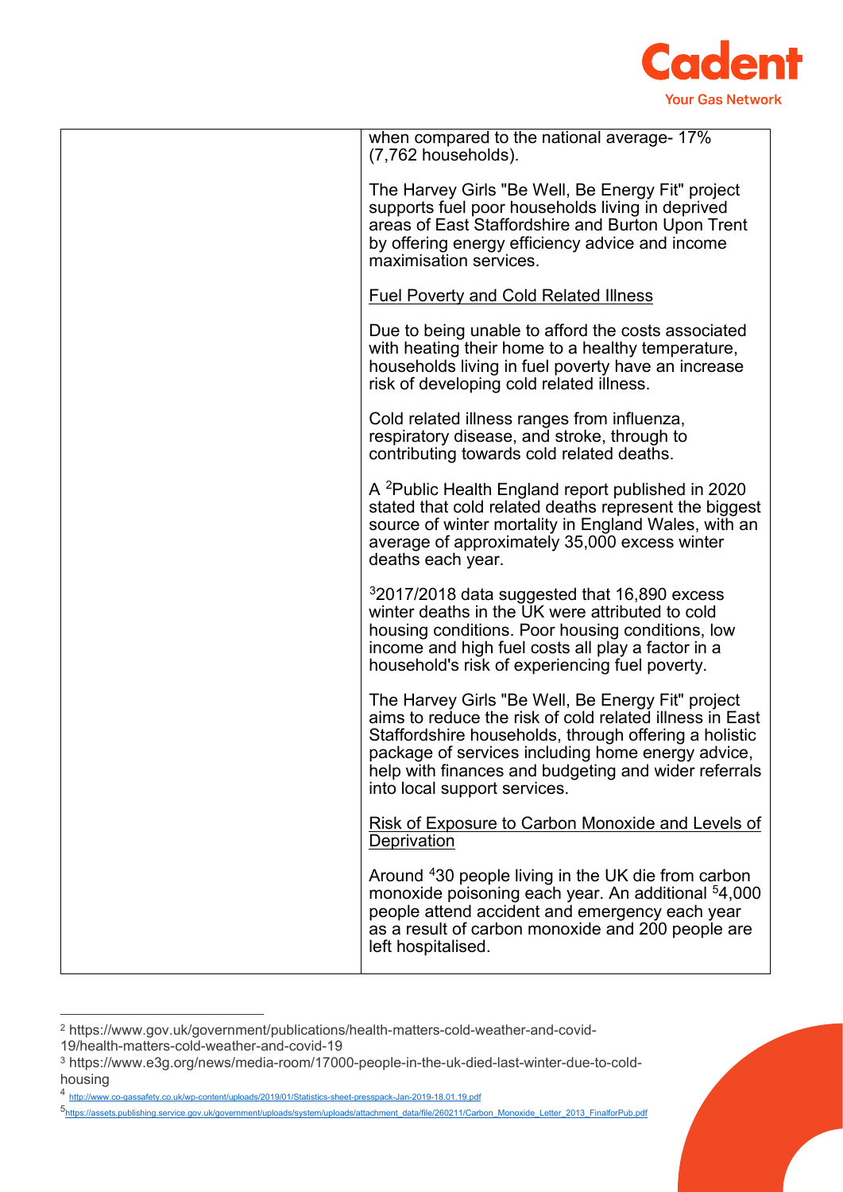| | when compared to the national average- 17% (7,762 households).<br><br>The Harvey Girls "Be Well, Be Energy Fit" project supports fuel poor households living in deprived areas of East Staffordshire and Burton Upon Trent by offering energy efficiency advice and income maximisation services.<br><br><u>Fuel Poverty and Cold Related Illness</u><br><br>Due to being unable to afford the costs associated with heating their home to a healthy temperature, households living in fuel poverty have an increase risk of developing cold related illness.<br><br>Cold related illness ranges from influenza, respiratory disease, and stroke, through to contributing towards cold related deaths.<br><br>A [2]Public Health England report published in 2020 stated that cold related deaths represent the biggest source of winter mortality in England Wales, with an average of approximately 35,000 excess winter deaths each year.<br><br>[3]2017/2018 data suggested that 16,890 excess winter deaths in the UK were attributed to cold housing conditions. Poor housing conditions, low income and high fuel costs all play a factor in a household's risk of experiencing fuel poverty.<br><br>The Harvey Girls "Be Well, Be Energy Fit" project aims to reduce the risk of cold related illness in East Staffordshire households, through offering a holistic package of services including home energy advice, help with finances and budgeting and wider referrals into local support services.<br><br><u>Risk of Exposure to Carbon Monoxide and Levels of Deprivation</u><br><br>Around [4]30 people living in the UK die from carbon monoxide poisoning each year. An additional [5]4,000 people attend accident and emergency each year as a result of carbon monoxide and 200 people are left hospitalised. |
|---|---|

[2] https://www.gov.uk/government/publications/health-matters-cold-weather-and-covid-19/health-matters-cold-weather-and-covid-19

[3] https://www.e3g.org/news/media-room/17000-people-in-the-uk-died-last-winter-due-to-cold-housing

[4] http://www.co-gassafety.co.uk/wp-content/uploads/2019/01/Statistics-sheet-presspack-Jan-2019-18.01.19.pdf

[5] https://assets.publishing.service.gov.uk/government/uploads/system/uploads/attachment_data/file/260211/Carbon_Monoxide_Letter_2013_FinalforPub.pdf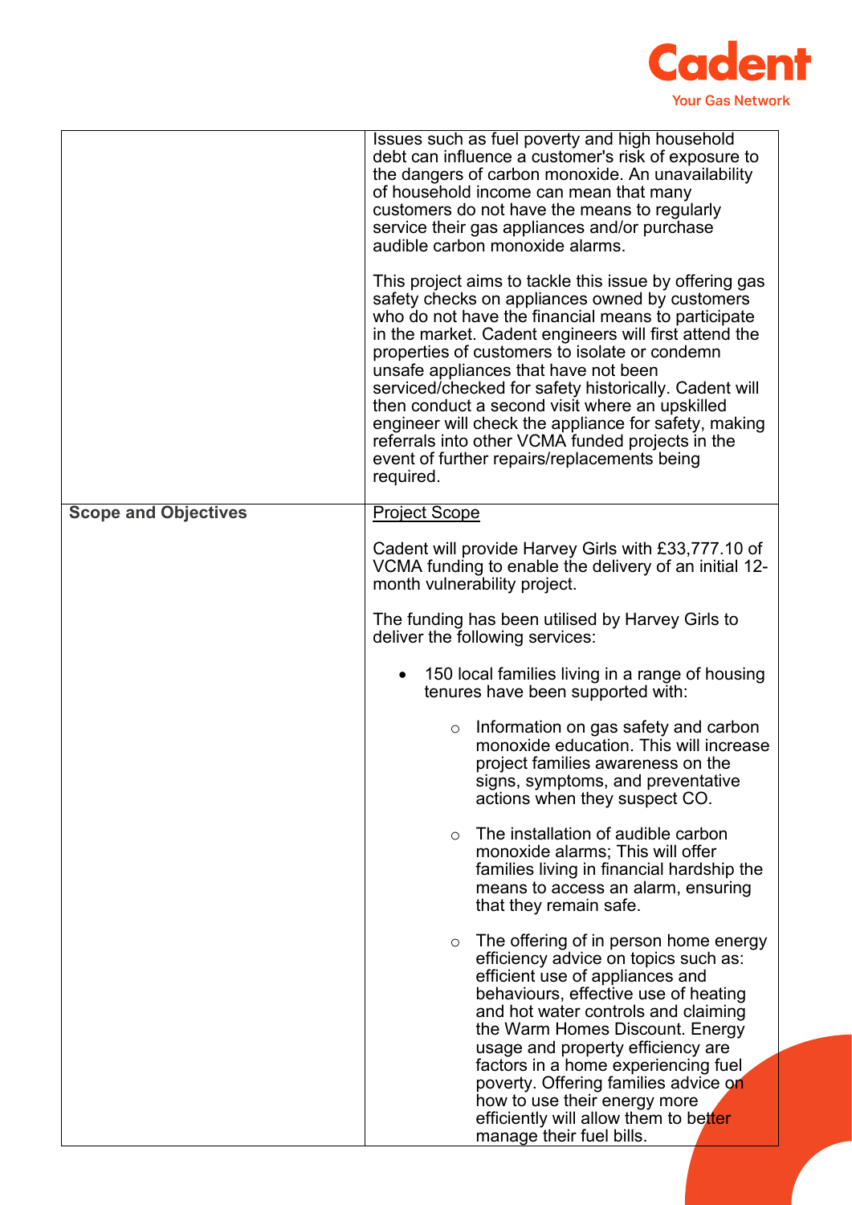| | |
|---|---|
| | Issues such as fuel poverty and high household debt can influence a customer's risk of exposure to the dangers of carbon monoxide. An unavailability of household income can mean that many customers do not have the means to regularly service their gas appliances and/or purchase audible carbon monoxide alarms.<br><br>This project aims to tackle this issue by offering gas safety checks on appliances owned by customers who do not have the financial means to participate in the market. Cadent engineers will first attend the properties of customers to isolate or condemn unsafe appliances that have not been serviced/checked for safety historically. Cadent will then conduct a second visit where an upskilled engineer will check the appliance for safety, making referrals into other VCMA funded projects in the event of further repairs/replacements being required. |
| **Scope and Objectives** | <u>Project Scope</u><br><br>Cadent will provide Harvey Girls with £33,777.10 of VCMA funding to enable the delivery of an initial 12-month vulnerability project.<br><br>The funding has been utilised by Harvey Girls to deliver the following services:<br><br>• 150 local families living in a range of housing tenures have been supported with:<br><br>  ○ Information on gas safety and carbon monoxide education. This will increase project families awareness on the signs, symptoms, and preventative actions when they suspect CO.<br><br>  ○ The installation of audible carbon monoxide alarms; This will offer families living in financial hardship the means to access an alarm, ensuring that they remain safe.<br><br>  ○ The offering of in person home energy efficiency advice on topics such as: efficient use of appliances and behaviours, effective use of heating and hot water controls and claiming the Warm Homes Discount. Energy usage and property efficiency are factors in a home experiencing fuel poverty. Offering families advice on how to use their energy more efficiently will allow them to better manage their fuel bills. |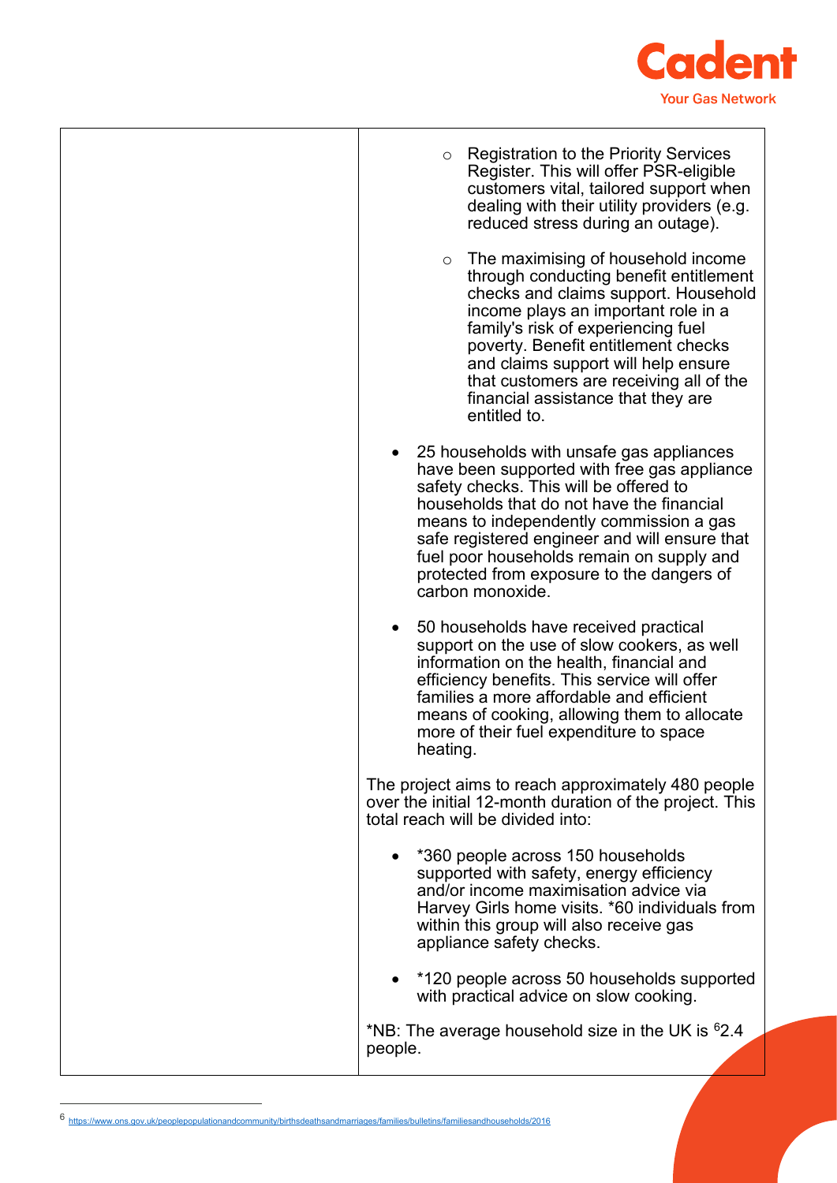| | - Registration to the Priority Services Register. This will offer PSR-eligible customers vital, tailored support when dealing with their utility providers (e.g. reduced stress during an outage).<br>- The maximising of household income through conducting benefit entitlement checks and claims support. Household income plays an important role in a family's risk of experiencing fuel poverty. Benefit entitlement checks and claims support will help ensure that customers are receiving all of the financial assistance that they are entitled to.<br><br>- 25 households with unsafe gas appliances have been supported with free gas appliance safety checks. This will be offered to households that do not have the financial means to independently commission a gas safe registered engineer and will ensure that fuel poor households remain on supply and protected from exposure to the dangers of carbon monoxide.<br>- 50 households have received practical support on the use of slow cookers, as well information on the health, financial and efficiency benefits. This service will offer families a more affordable and efficient means of cooking, allowing them to allocate more of their fuel expenditure to space heating.<br><br>The project aims to reach approximately 480 people over the initial 12-month duration of the project. This total reach will be divided into:<br><br>- *360 people across 150 households supported with safety, energy efficiency and/or income maximisation advice via Harvey Girls home visits. *60 individuals from within this group will also receive gas appliance safety checks.<br>- *120 people across 50 households supported with practical advice on slow cooking.<br><br>*NB: The average household size in the UK is [6]2.4 people. |
|---|---|

[6] https://www.ons.gov.uk/peoplepopulationandcommunity/birthsdeathsandmarriages/families/bulletins/familiesandhouseholds/2016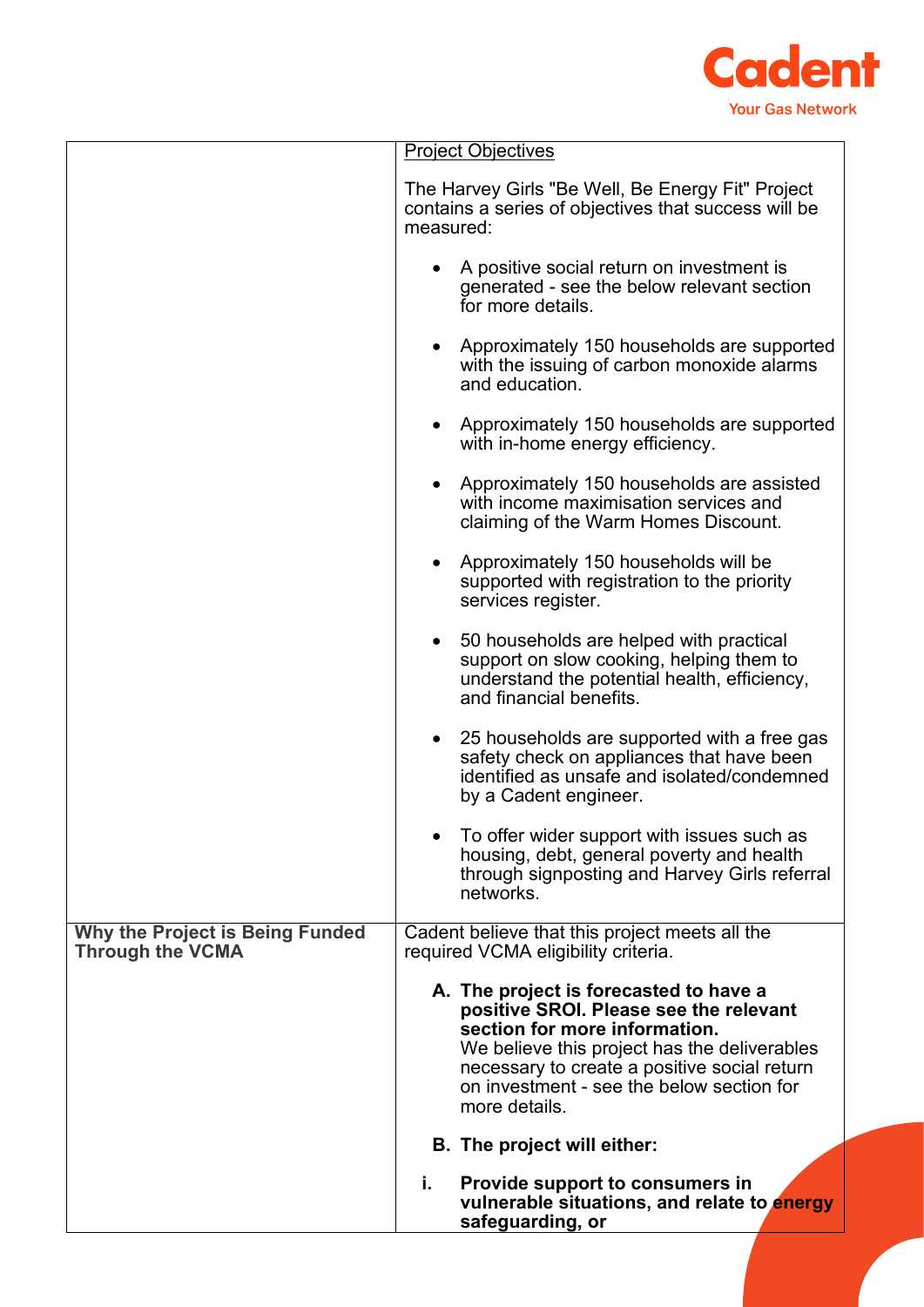| | |
|---|---|
| | <u>Project Objectives</u><br><br>The Harvey Girls "Be Well, Be Energy Fit" Project contains a series of objectives that success will be measured:<br><br>• A positive social return on investment is generated - see the below relevant section for more details.<br><br>• Approximately 150 households are supported with the issuing of carbon monoxide alarms and education.<br><br>• Approximately 150 households are supported with in-home energy efficiency.<br><br>• Approximately 150 households are assisted with income maximisation services and claiming of the Warm Homes Discount.<br><br>• Approximately 150 households will be supported with registration to the priority services register.<br><br>• 50 households are helped with practical support on slow cooking, helping them to understand the potential health, efficiency, and financial benefits.<br><br>• 25 households are supported with a free gas safety check on appliances that have been identified as unsafe and isolated/condemned by a Cadent engineer.<br><br>• To offer wider support with issues such as housing, debt, general poverty and health through signposting and Harvey Girls referral networks. |
| **Why the Project is Being Funded Through the VCMA** | Cadent believe that this project meets all the required VCMA eligibility criteria.<br><br>**A. The project is forecasted to have a positive SROI. Please see the relevant section for more information.**<br>We believe this project has the deliverables necessary to create a positive social return on investment - see the below section for more details.<br><br>**B. The project will either:**<br><br>**i. Provide support to consumers in vulnerable situations, and relate to energy safeguarding, or** |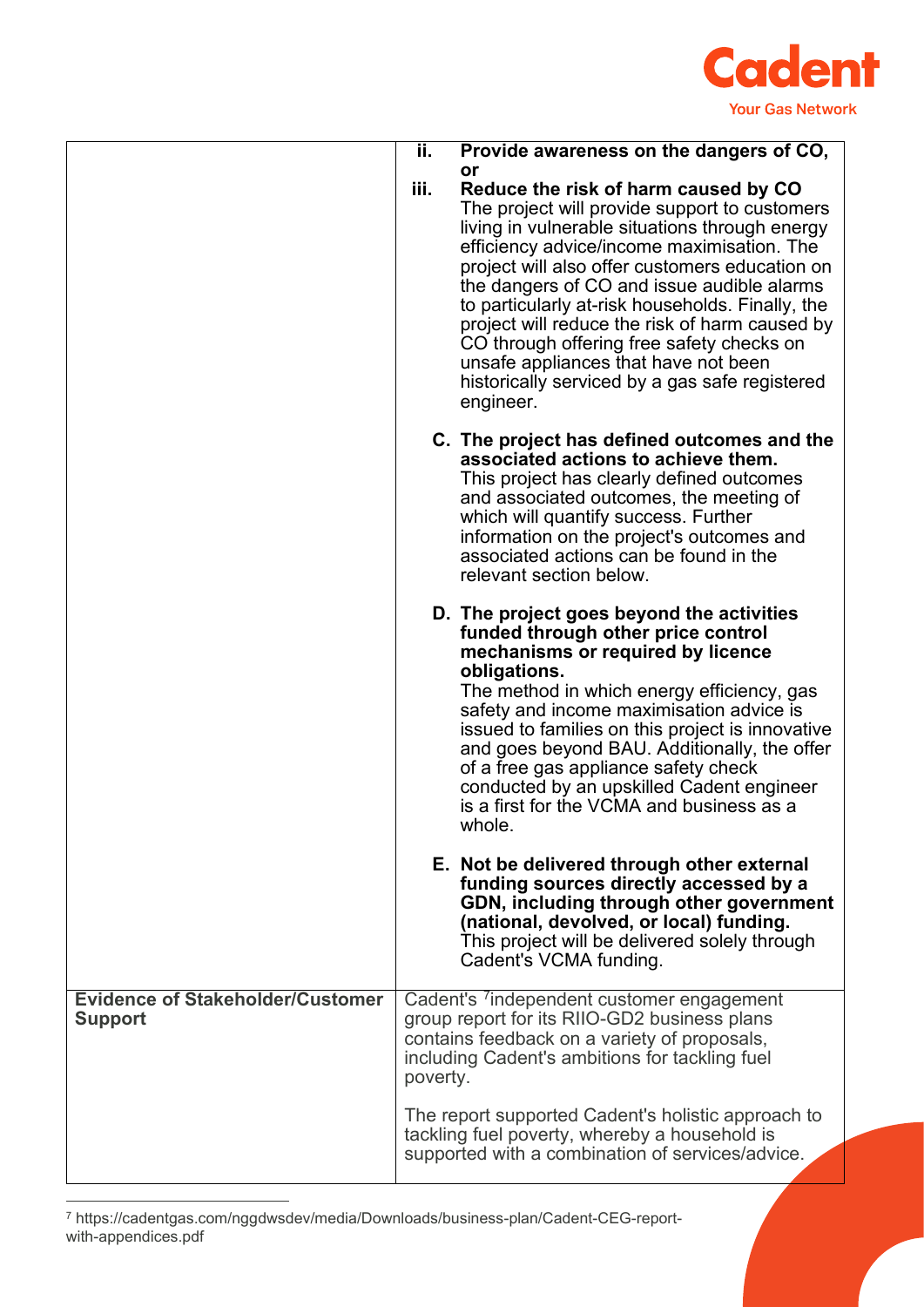| | |
|---|---|
| | **ii. Provide awareness on the dangers of CO, or**<br>**iii. Reduce the risk of harm caused by CO**<br>The project will provide support to customers living in vulnerable situations through energy efficiency advice/income maximisation. The project will also offer customers education on the dangers of CO and issue audible alarms to particularly at-risk households. Finally, the project will reduce the risk of harm caused by CO through offering free safety checks on unsafe appliances that have not been historically serviced by a gas safe registered engineer.<br><br>**C. The project has defined outcomes and the associated actions to achieve them.**<br>This project has clearly defined outcomes and associated outcomes, the meeting of which will quantify success. Further information on the project's outcomes and associated actions can be found in the relevant section below.<br><br>**D. The project goes beyond the activities funded through other price control mechanisms or required by licence obligations.**<br>The method in which energy efficiency, gas safety and income maximisation advice is issued to families on this project is innovative and goes beyond BAU. Additionally, the offer of a free gas appliance safety check conducted by an upskilled Cadent engineer is a first for the VCMA and business as a whole.<br><br>**E. Not be delivered through other external funding sources directly accessed by a GDN, including through other government (national, devolved, or local) funding.**<br>This project will be delivered solely through Cadent's VCMA funding. |
| **Evidence of Stakeholder/Customer Support** | Cadent's [7]independent customer engagement group report for its RIIO-GD2 business plans contains feedback on a variety of proposals, including Cadent's ambitions for tackling fuel poverty.<br><br>The report supported Cadent's holistic approach to tackling fuel poverty, whereby a household is supported with a combination of services/advice. |

[7] https://cadentgas.com/nggdwsdev/media/Downloads/business-plan/Cadent-CEG-report-with-appendices.pdf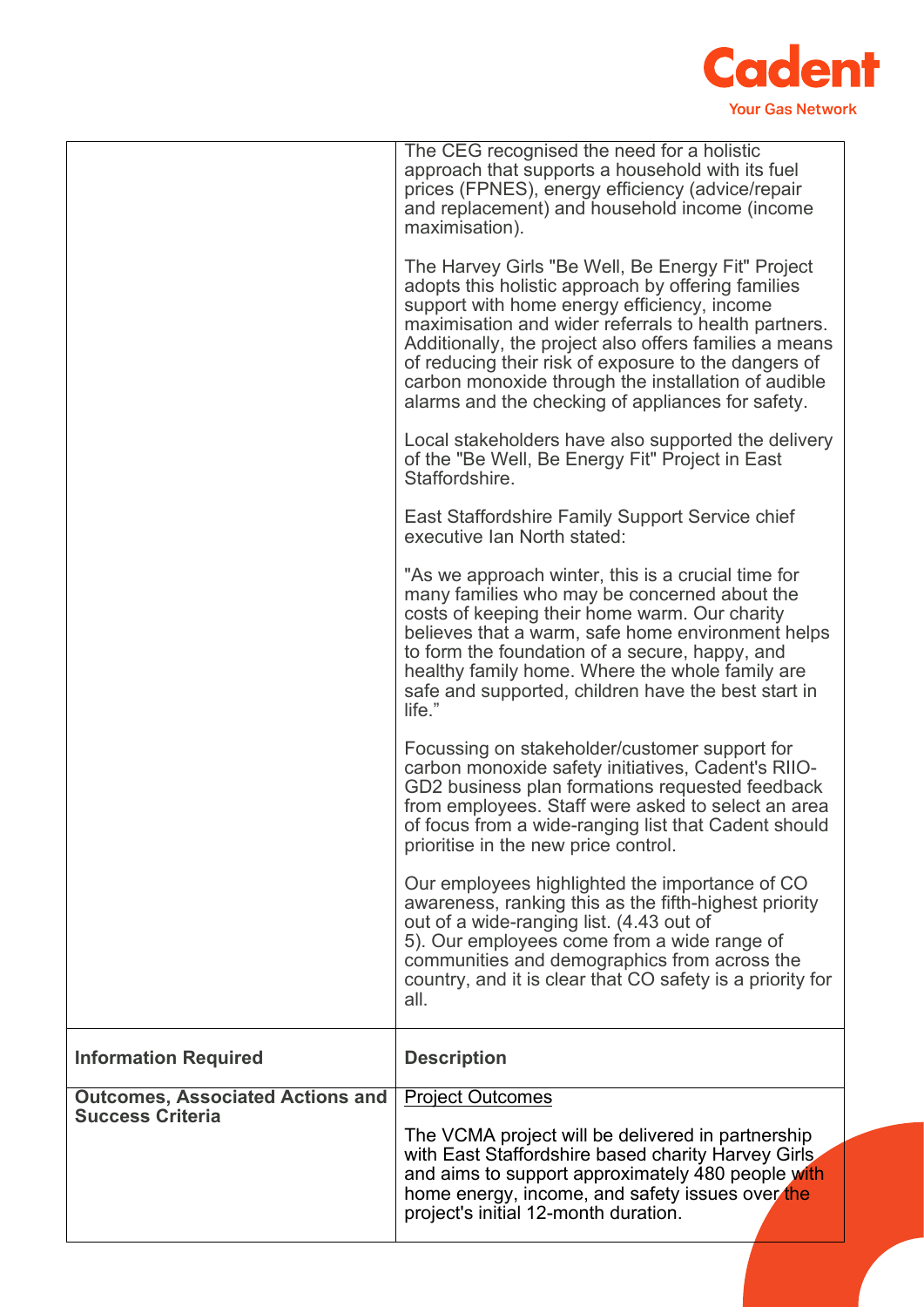| | |
|---|---|
| | The CEG recognised the need for a holistic approach that supports a household with its fuel prices (FPNES), energy efficiency (advice/repair and replacement) and household income (income maximisation).<br><br>The Harvey Girls "Be Well, Be Energy Fit" Project adopts this holistic approach by offering families support with home energy efficiency, income maximisation and wider referrals to health partners. Additionally, the project also offers families a means of reducing their risk of exposure to the dangers of carbon monoxide through the installation of audible alarms and the checking of appliances for safety.<br><br>Local stakeholders have also supported the delivery of the "Be Well, Be Energy Fit" Project in East Staffordshire.<br><br>East Staffordshire Family Support Service chief executive Ian North stated:<br><br>"As we approach winter, this is a crucial time for many families who may be concerned about the costs of keeping their home warm. Our charity believes that a warm, safe home environment helps to form the foundation of a secure, happy, and healthy family home. Where the whole family are safe and supported, children have the best start in life."<br><br>Focussing on stakeholder/customer support for carbon monoxide safety initiatives, Cadent's RIIO-GD2 business plan formations requested feedback from employees. Staff were asked to select an area of focus from a wide-ranging list that Cadent should prioritise in the new price control.<br><br>Our employees highlighted the importance of CO awareness, ranking this as the fifth-highest priority out of a wide-ranging list. (4.43 out of 5). Our employees come from a wide range of communities and demographics from across the country, and it is clear that CO safety is a priority for all. |
| **Information Required** | **Description** |
| **Outcomes, Associated Actions and Success Criteria** | <u>Project Outcomes</u><br><br>The VCMA project will be delivered in partnership with East Staffordshire based charity Harvey Girls and aims to support approximately 480 people with home energy, income, and safety issues over the project's initial 12-month duration. |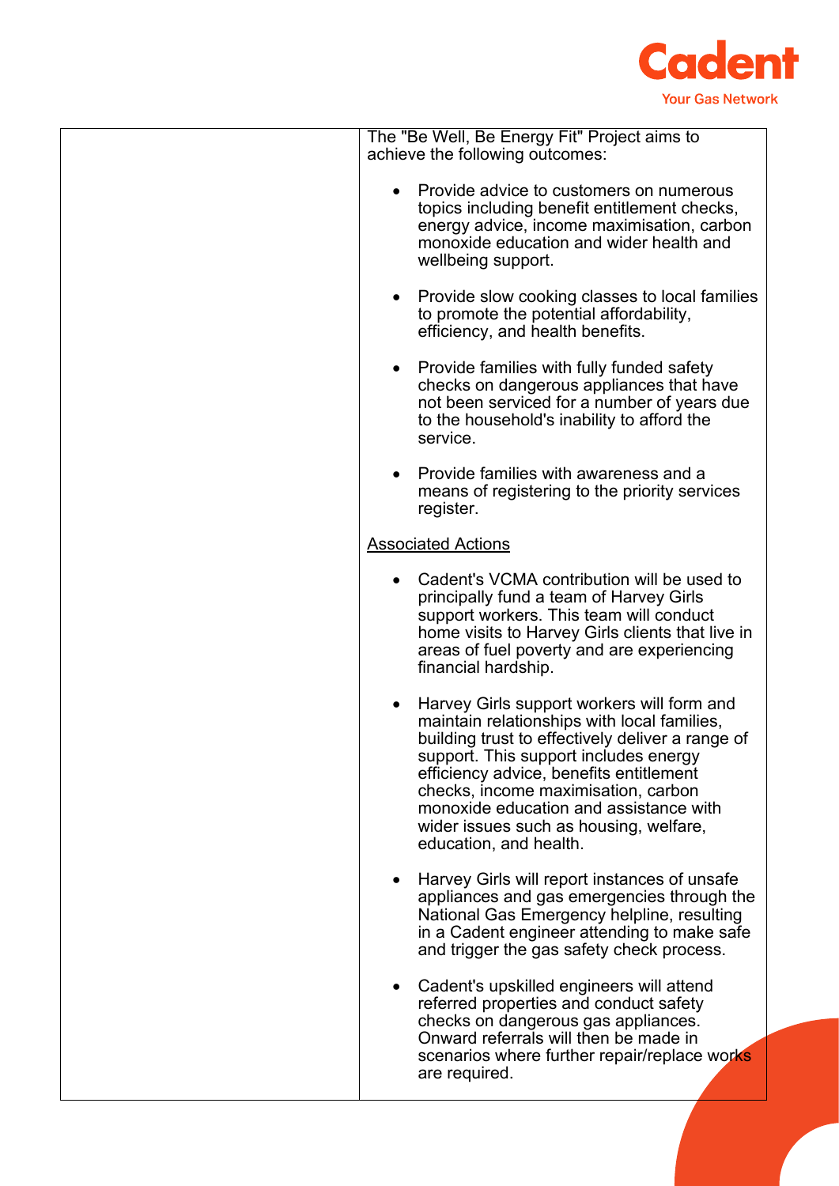| | The "Be Well, Be Energy Fit" Project aims to achieve the following outcomes:<br><br>• Provide advice to customers on numerous topics including benefit entitlement checks, energy advice, income maximisation, carbon monoxide education and wider health and wellbeing support.<br><br>• Provide slow cooking classes to local families to promote the potential affordability, efficiency, and health benefits.<br><br>• Provide families with fully funded safety checks on dangerous appliances that have not been serviced for a number of years due to the household's inability to afford the service.<br><br>• Provide families with awareness and a means of registering to the priority services register.<br><br><u>Associated Actions</u><br><br>• Cadent's VCMA contribution will be used to principally fund a team of Harvey Girls support workers. This team will conduct home visits to Harvey Girls clients that live in areas of fuel poverty and are experiencing financial hardship.<br><br>• Harvey Girls support workers will form and maintain relationships with local families, building trust to effectively deliver a range of support. This support includes energy efficiency advice, benefits entitlement checks, income maximisation, carbon monoxide education and assistance with wider issues such as housing, welfare, education, and health.<br><br>• Harvey Girls will report instances of unsafe appliances and gas emergencies through the National Gas Emergency helpline, resulting in a Cadent engineer attending to make safe and trigger the gas safety check process.<br><br>• Cadent's upskilled engineers will attend referred properties and conduct safety checks on dangerous gas appliances. Onward referrals will then be made in scenarios where further repair/replace works are required. |
|---|---|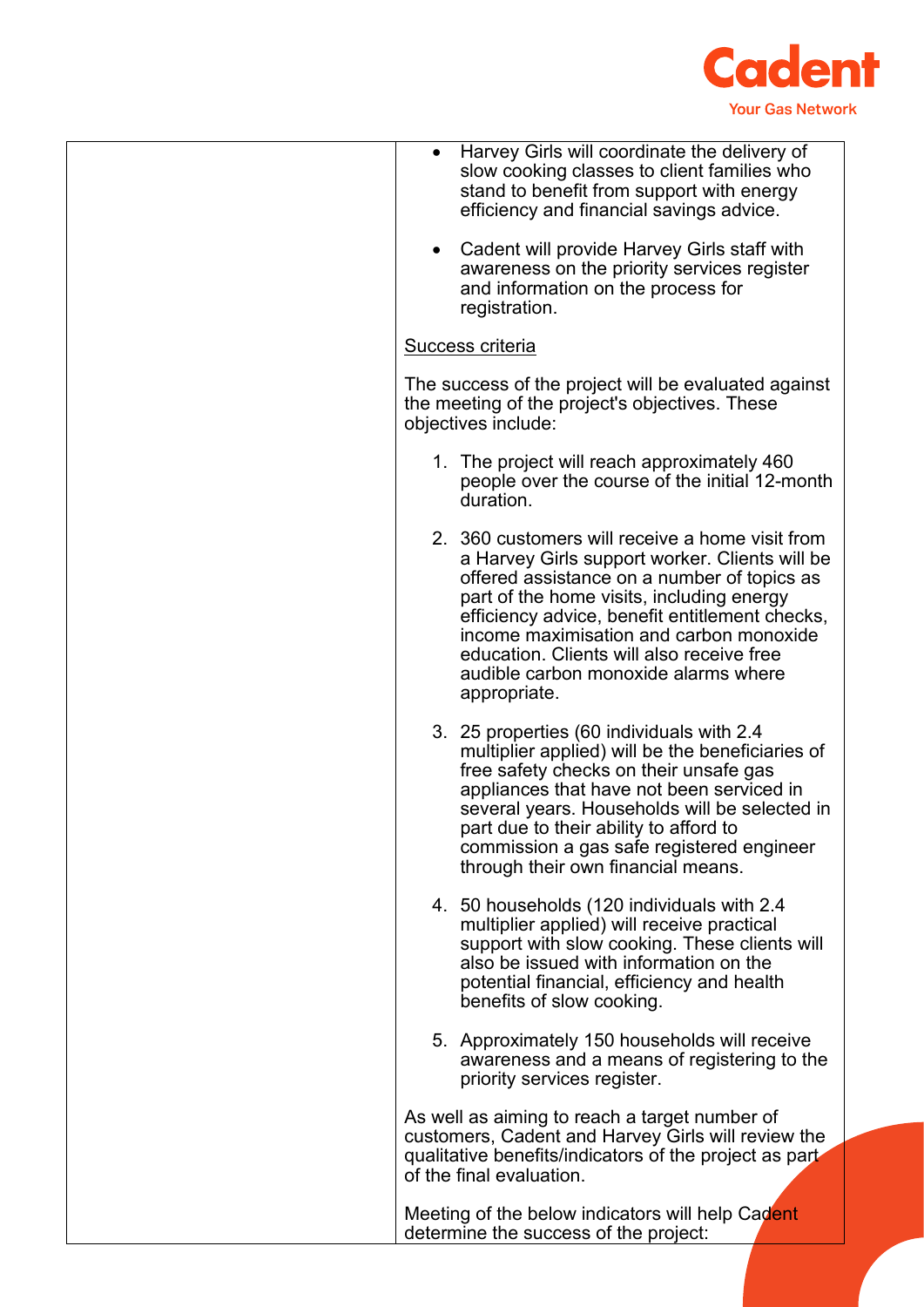| | - Harvey Girls will coordinate the delivery of slow cooking classes to client families who stand to benefit from support with energy efficiency and financial savings advice.<br><br>- Cadent will provide Harvey Girls staff with awareness on the priority services register and information on the process for registration.<br><br>Success criteria<br><br>The success of the project will be evaluated against the meeting of the project's objectives. These objectives include:<br><br>1. The project will reach approximately 460 people over the course of the initial 12-month duration.<br><br>2. 360 customers will receive a home visit from a Harvey Girls support worker. Clients will be offered assistance on a number of topics as part of the home visits, including energy efficiency advice, benefit entitlement checks, income maximisation and carbon monoxide education. Clients will also receive free audible carbon monoxide alarms where appropriate.<br><br>3. 25 properties (60 individuals with 2.4 multiplier applied) will be the beneficiaries of free safety checks on their unsafe gas appliances that have not been serviced in several years. Households will be selected in part due to their ability to afford to commission a gas safe registered engineer through their own financial means.<br><br>4. 50 households (120 individuals with 2.4 multiplier applied) will receive practical support with slow cooking. These clients will also be issued with information on the potential financial, efficiency and health benefits of slow cooking.<br><br>5. Approximately 150 households will receive awareness and a means of registering to the priority services register.<br><br>As well as aiming to reach a target number of customers, Cadent and Harvey Girls will review the qualitative benefits/indicators of the project as part of the final evaluation.<br><br>Meeting of the below indicators will help Cadent determine the success of the project: |
|---|---|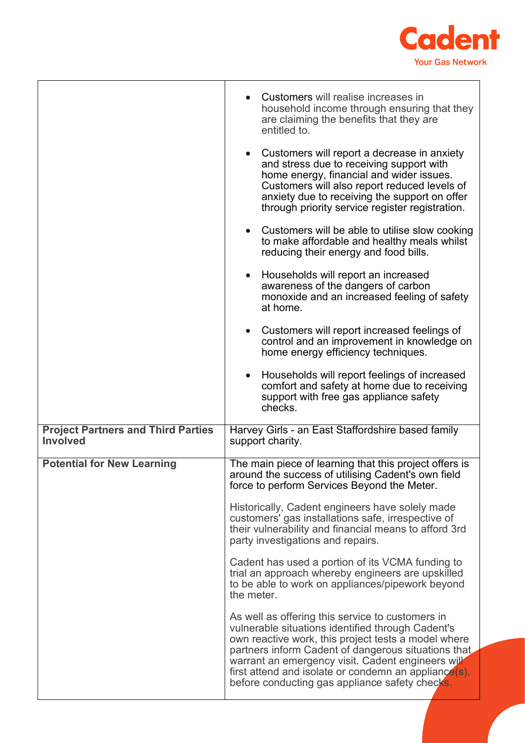| | |
|---|---|
| | • Customers will realise increases in household income through ensuring that they are claiming the benefits that they are entitled to.<br><br>• Customers will report a decrease in anxiety and stress due to receiving support with home energy, financial and wider issues. Customers will also report reduced levels of anxiety due to receiving the support on offer through priority service register registration.<br><br>• Customers will be able to utilise slow cooking to make affordable and healthy meals whilst reducing their energy and food bills.<br><br>• Households will report an increased awareness of the dangers of carbon monoxide and an increased feeling of safety at home.<br><br>• Customers will report increased feelings of control and an improvement in knowledge on home energy efficiency techniques.<br><br>• Households will report feelings of increased comfort and safety at home due to receiving support with free gas appliance safety checks. |
| **Project Partners and Third Parties Involved** | Harvey Girls - an East Staffordshire based family support charity. |
| **Potential for New Learning** | The main piece of learning that this project offers is around the success of utilising Cadent's own field force to perform Services Beyond the Meter.<br><br>Historically, Cadent engineers have solely made customers' gas installations safe, irrespective of their vulnerability and financial means to afford 3rd party investigations and repairs.<br><br>Cadent has used a portion of its VCMA funding to trial an approach whereby engineers are upskilled to be able to work on appliances/pipework beyond the meter.<br><br>As well as offering this service to customers in vulnerable situations identified through Cadent's own reactive work, this project tests a model where partners inform Cadent of dangerous situations that warrant an emergency visit. Cadent engineers will first attend and isolate or condemn an appliance(s), before conducting gas appliance safety checks. |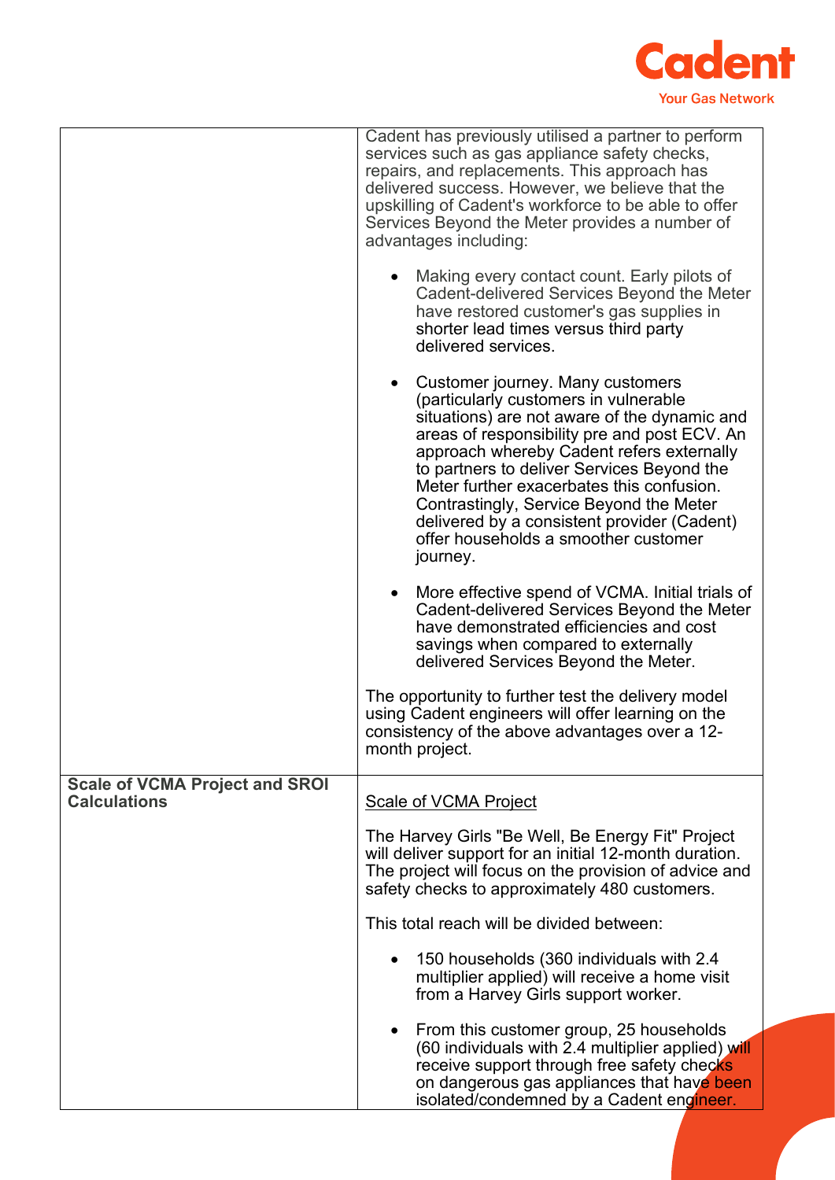| | |
|---|---|
| | Cadent has previously utilised a partner to perform services such as gas appliance safety checks, repairs, and replacements. This approach has delivered success. However, we believe that the upskilling of Cadent's workforce to be able to offer Services Beyond the Meter provides a number of advantages including:<br><br>• Making every contact count. Early pilots of Cadent-delivered Services Beyond the Meter have restored customer's gas supplies in shorter lead times versus third party delivered services.<br><br>• Customer journey. Many customers (particularly customers in vulnerable situations) are not aware of the dynamic and areas of responsibility pre and post ECV. An approach whereby Cadent refers externally to partners to deliver Services Beyond the Meter further exacerbates this confusion. Contrastingly, Service Beyond the Meter delivered by a consistent provider (Cadent) offer households a smoother customer journey.<br><br>• More effective spend of VCMA. Initial trials of Cadent-delivered Services Beyond the Meter have demonstrated efficiencies and cost savings when compared to externally delivered Services Beyond the Meter.<br><br>The opportunity to further test the delivery model using Cadent engineers will offer learning on the consistency of the above advantages over a 12-month project. |
| **Scale of VCMA Project and SROI Calculations** | Scale of VCMA Project<br><br>The Harvey Girls "Be Well, Be Energy Fit" Project will deliver support for an initial 12-month duration. The project will focus on the provision of advice and safety checks to approximately 480 customers.<br><br>This total reach will be divided between:<br><br>• 150 households (360 individuals with 2.4 multiplier applied) will receive a home visit from a Harvey Girls support worker.<br><br>• From this customer group, 25 households (60 individuals with 2.4 multiplier applied) will receive support through free safety checks on dangerous gas appliances that have been isolated/condemned by a Cadent engineer. |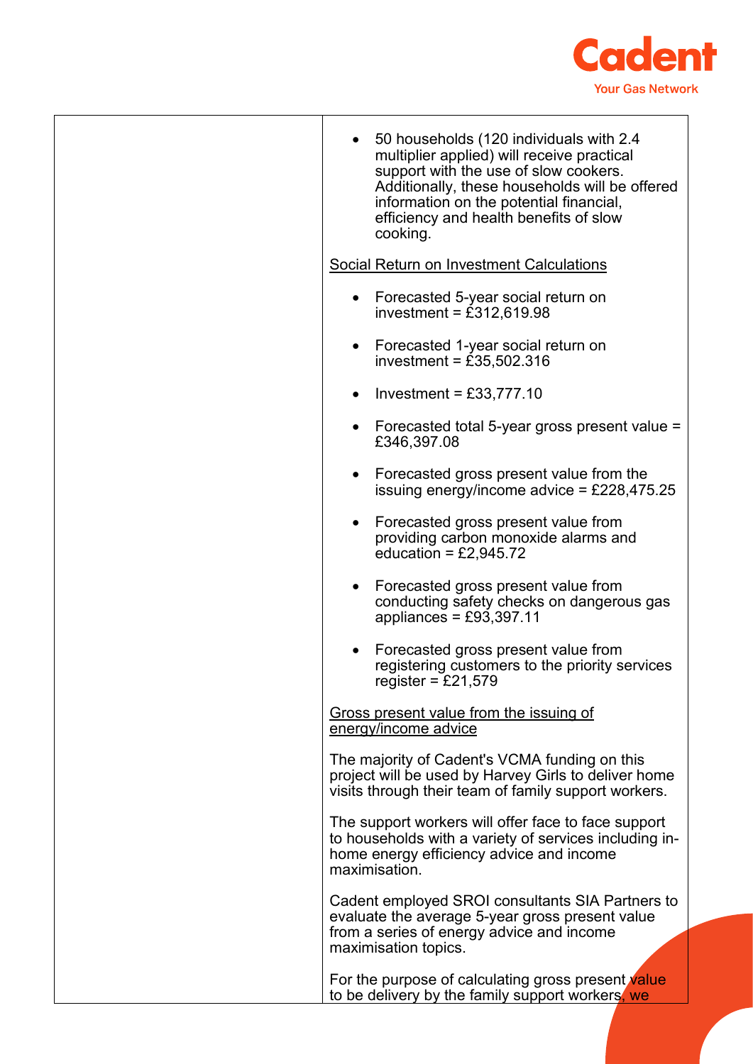| | - 50 households (120 individuals with 2.4 multiplier applied) will receive practical support with the use of slow cookers. Additionally, these households will be offered information on the potential financial, efficiency and health benefits of slow cooking.<br><br><u>Social Return on Investment Calculations</u><br><br>- Forecasted 5-year social return on investment = £312,619.98<br>- Forecasted 1-year social return on investment = £35,502.316<br>- Investment = £33,777.10<br>- Forecasted total 5-year gross present value = £346,397.08<br>- Forecasted gross present value from the issuing energy/income advice = £228,475.25<br>- Forecasted gross present value from providing carbon monoxide alarms and education = £2,945.72<br>- Forecasted gross present value from conducting safety checks on dangerous gas appliances = £93,397.11<br>- Forecasted gross present value from registering customers to the priority services register = £21,579<br><br><u>Gross present value from the issuing of energy/income advice</u><br><br>The majority of Cadent's VCMA funding on this project will be used by Harvey Girls to deliver home visits through their team of family support workers.<br><br>The support workers will offer face to face support to households with a variety of services including in-home energy efficiency advice and income maximisation.<br><br>Cadent employed SROI consultants SIA Partners to evaluate the average 5-year gross present value from a series of energy advice and income maximisation topics.<br><br>For the purpose of calculating gross present value to be delivery by the family support workers, we |
|---|---|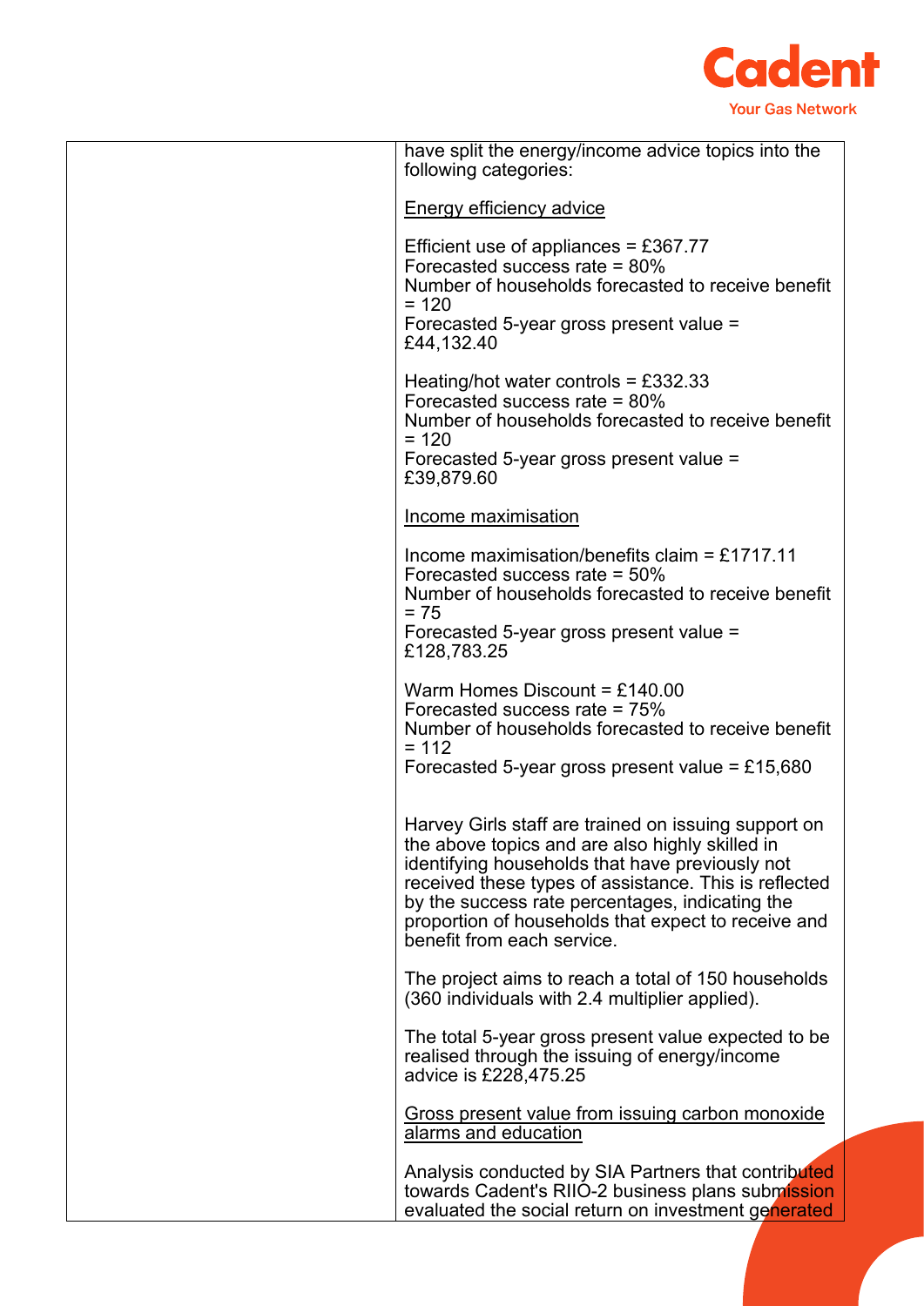| | have split the energy/income advice topics into the following categories:<br><br><u>Energy efficiency advice</u><br><br>Efficient use of appliances = £367.77<br>Forecasted success rate = 80%<br>Number of households forecasted to receive benefit = 120<br>Forecasted 5-year gross present value = £44,132.40<br><br>Heating/hot water controls = £332.33<br>Forecasted success rate = 80%<br>Number of households forecasted to receive benefit = 120<br>Forecasted 5-year gross present value = £39,879.60<br><br><u>Income maximisation</u><br><br>Income maximisation/benefits claim = £1717.11<br>Forecasted success rate = 50%<br>Number of households forecasted to receive benefit = 75<br>Forecasted 5-year gross present value = £128,783.25<br><br>Warm Homes Discount = £140.00<br>Forecasted success rate = 75%<br>Number of households forecasted to receive benefit = 112<br>Forecasted 5-year gross present value = £15,680<br><br>Harvey Girls staff are trained on issuing support on the above topics and are also highly skilled in identifying households that have previously not received these types of assistance. This is reflected by the success rate percentages, indicating the proportion of households that expect to receive and benefit from each service.<br><br>The project aims to reach a total of 150 households (360 individuals with 2.4 multiplier applied).<br><br>The total 5-year gross present value expected to be realised through the issuing of energy/income advice is £228,475.25<br><br><u>Gross present value from issuing carbon monoxide alarms and education</u><br><br>Analysis conducted by SIA Partners that contributed towards Cadent's RIIO-2 business plans submission evaluated the social return on investment generated |
|---|---|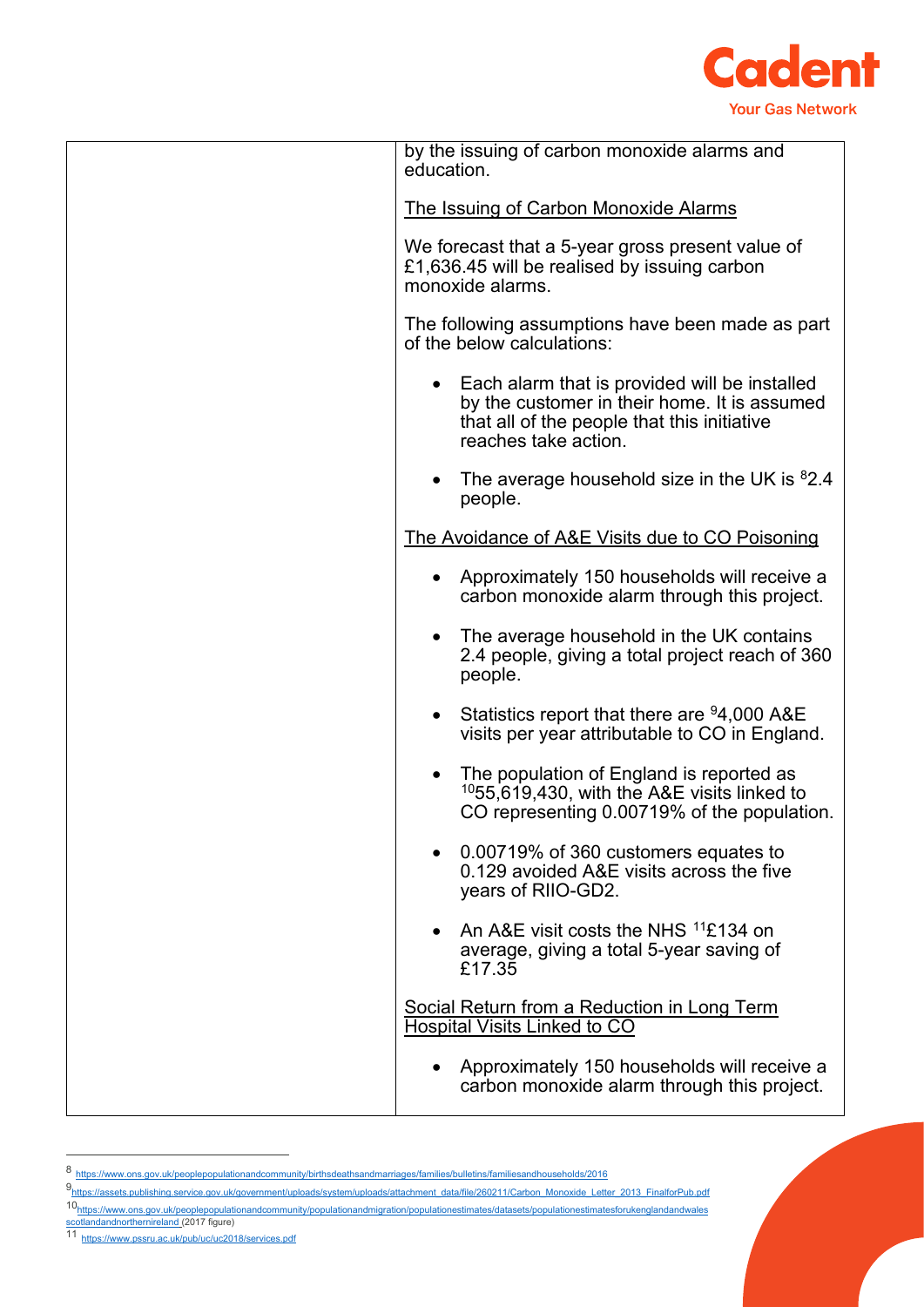| | by the issuing of carbon monoxide alarms and education.<br><br><u>The Issuing of Carbon Monoxide Alarms</u><br><br>We forecast that a 5-year gross present value of £1,636.45 will be realised by issuing carbon monoxide alarms.<br><br>The following assumptions have been made as part of the below calculations:<br><br>• Each alarm that is provided will be installed by the customer in their home. It is assumed that all of the people that this initiative reaches take action.<br><br>• The average household size in the UK is [8]2.4 people.<br><br><u>The Avoidance of A&E Visits due to CO Poisoning</u><br><br>• Approximately 150 households will receive a carbon monoxide alarm through this project.<br><br>• The average household in the UK contains 2.4 people, giving a total project reach of 360 people.<br><br>• Statistics report that there are [9]4,000 A&E visits per year attributable to CO in England.<br><br>• The population of England is reported as [10]55,619,430, with the A&E visits linked to CO representing 0.00719% of the population.<br><br>• 0.00719% of 360 customers equates to 0.129 avoided A&E visits across the five years of RIIO-GD2.<br><br>• An A&E visit costs the NHS [11]£134 on average, giving a total 5-year saving of £17.35<br><br><u>Social Return from a Reduction in Long Term Hospital Visits Linked to CO</u><br><br>• Approximately 150 households will receive a carbon monoxide alarm through this project. |
|---|---|

[8] https://www.ons.gov.uk/peoplepopulationandcommunity/birthsdeathsandmarriages/families/bulletins/familiesandhouseholds/2016

[9] https://assets.publishing.service.gov.uk/government/uploads/system/uploads/attachment_data/file/260211/Carbon_Monoxide_Letter_2013_FinalforPub.pdf

[10] https://www.ons.gov.uk/peoplepopulationandcommunity/populationandmigration/populationestimates/datasets/populationestimatesforukenglandandwalesscotlandandnorthernireland (2017 figure)

[11] https://www.pssru.ac.uk/pub/uc/uc2018/services.pdf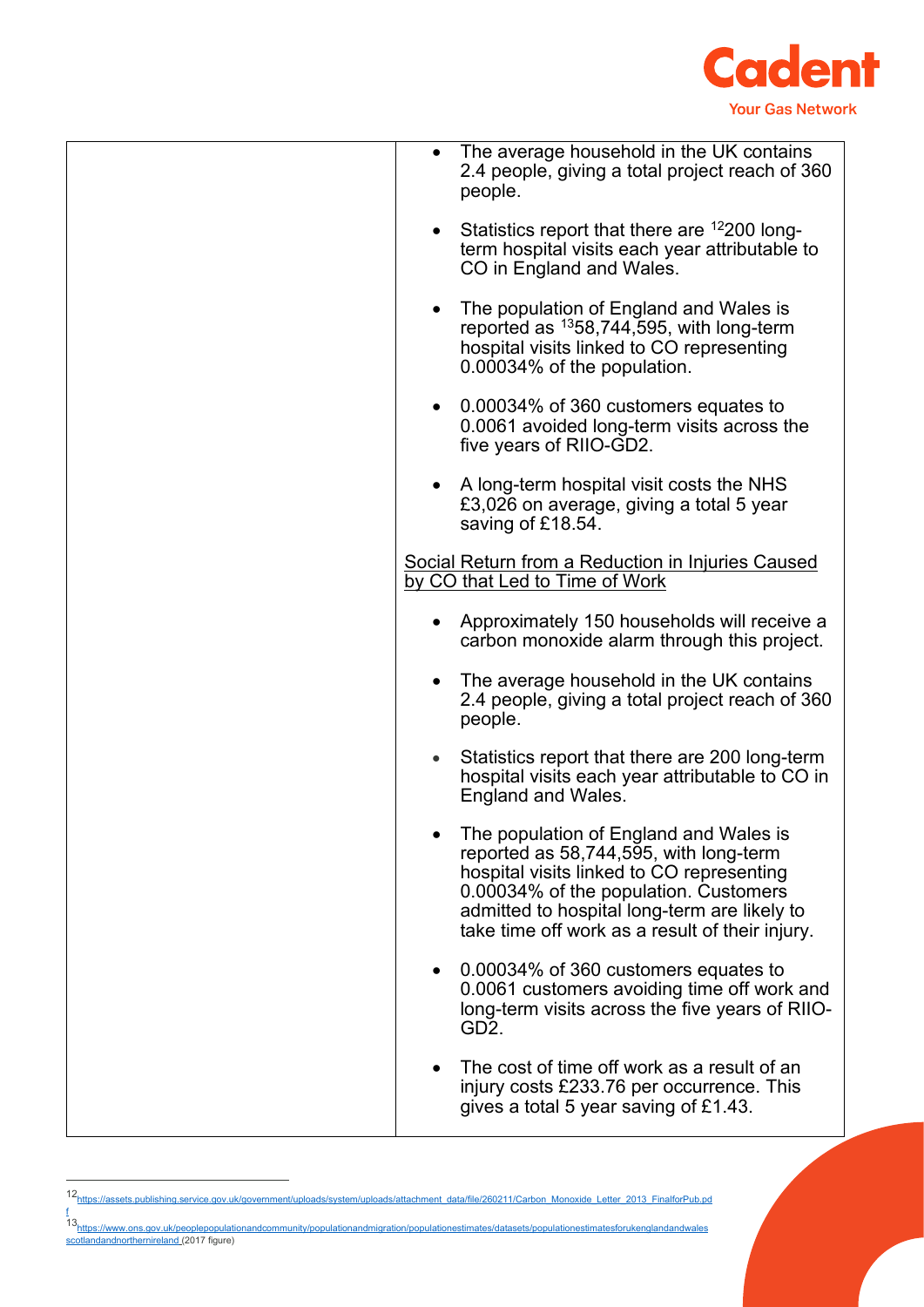| | • The average household in the UK contains 2.4 people, giving a total project reach of 360 people.<br><br>• Statistics report that there are [12]200 long-term hospital visits each year attributable to CO in England and Wales.<br><br>• The population of England and Wales is reported as [13]58,744,595, with long-term hospital visits linked to CO representing 0.00034% of the population.<br><br>• 0.00034% of 360 customers equates to 0.0061 avoided long-term visits across the five years of RIIO-GD2.<br><br>• A long-term hospital visit costs the NHS £3,026 on average, giving a total 5 year saving of £18.54.<br><br><u>Social Return from a Reduction in Injuries Caused by CO that Led to Time of Work</u><br><br>• Approximately 150 households will receive a carbon monoxide alarm through this project.<br><br>• The average household in the UK contains 2.4 people, giving a total project reach of 360 people.<br><br>• Statistics report that there are 200 long-term hospital visits each year attributable to CO in England and Wales.<br><br>• The population of England and Wales is reported as 58,744,595, with long-term hospital visits linked to CO representing 0.00034% of the population. Customers admitted to hospital long-term are likely to take time off work as a result of their injury.<br><br>• 0.00034% of 360 customers equates to 0.0061 customers avoiding time off work and long-term visits across the five years of RIIO-GD2.<br><br>• The cost of time off work as a result of an injury costs £233.76 per occurrence. This gives a total 5 year saving of £1.43. |
|---|---|

[12] https://assets.publishing.service.gov.uk/government/uploads/system/uploads/attachment_data/file/260211/Carbon_Monoxide_Letter_2013_FinalforPub.pdf

[13] https://www.ons.gov.uk/peoplepopulationandcommunity/populationandmigration/populationestimates/datasets/populationestimatesforukenglandandwalesscotlandandnorthernireland (2017 figure)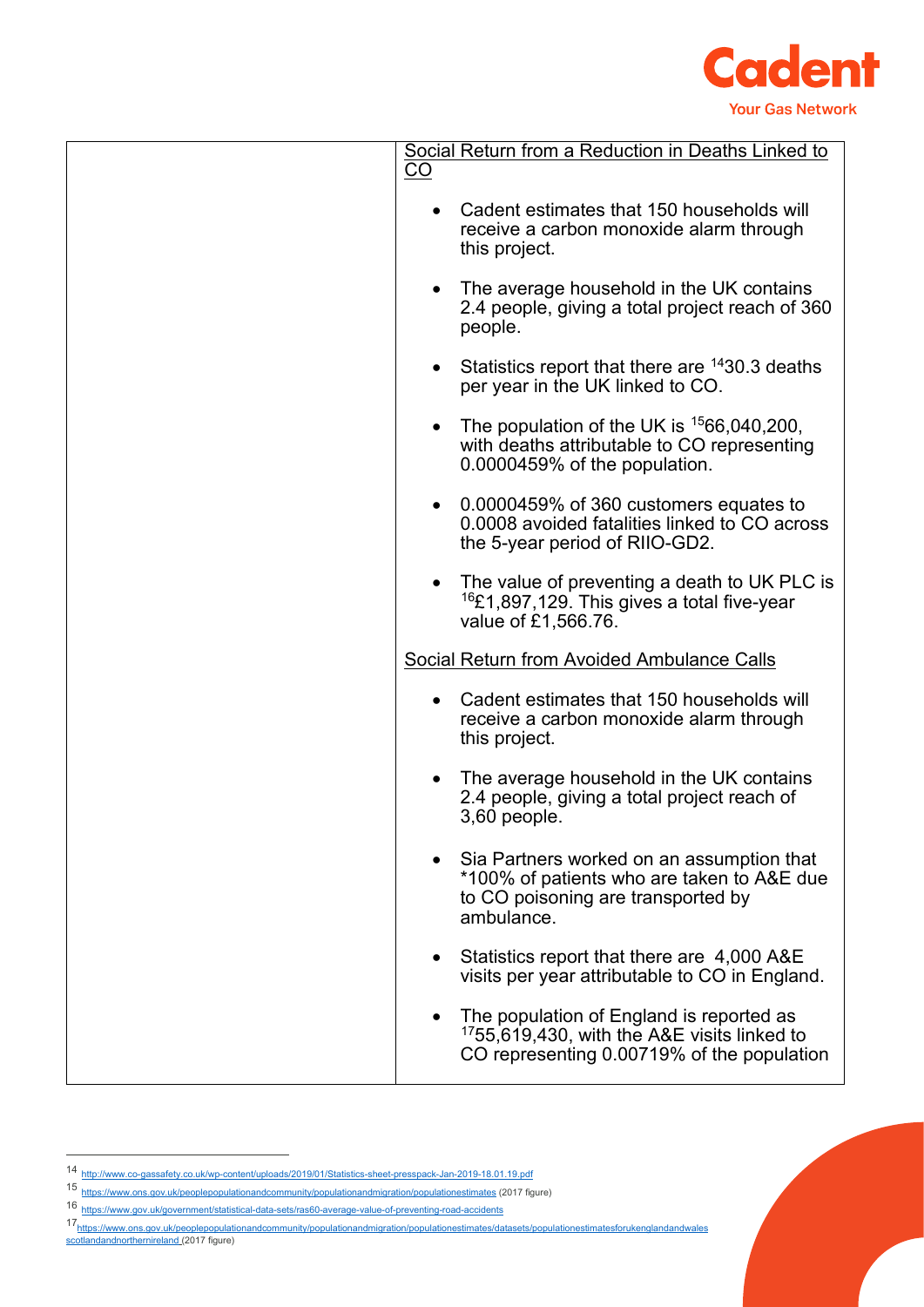| | Social Return from a Reduction in Deaths Linked to CO<br><br>• Cadent estimates that 150 households will receive a carbon monoxide alarm through this project.<br><br>• The average household in the UK contains 2.4 people, giving a total project reach of 360 people.<br><br>• Statistics report that there are [14]30.3 deaths per year in the UK linked to CO.<br><br>• The population of the UK is [15]66,040,200, with deaths attributable to CO representing 0.0000459% of the population.<br><br>• 0.0000459% of 360 customers equates to 0.0008 avoided fatalities linked to CO across the 5-year period of RIIO-GD2.<br><br>• The value of preventing a death to UK PLC is [16]£1,897,129. This gives a total five-year value of £1,566.76.<br><br>Social Return from Avoided Ambulance Calls<br><br>• Cadent estimates that 150 households will receive a carbon monoxide alarm through this project.<br><br>• The average household in the UK contains 2.4 people, giving a total project reach of 3,60 people.<br><br>• Sia Partners worked on an assumption that *100% of patients who are taken to A&E due to CO poisoning are transported by ambulance.<br><br>• Statistics report that there are 4,000 A&E visits per year attributable to CO in England.<br><br>• The population of England is reported as [17]55,619,430, with the A&E visits linked to CO representing 0.00719% of the population |
|---|---|

[14] http://www.co-gassafety.co.uk/wp-content/uploads/2019/01/Statistics-sheet-presspack-Jan-2019-18.01.19.pdf

[15] https://www.ons.gov.uk/peoplepopulationandcommunity/populationandmigration/populationestimates (2017 figure)

[16] https://www.gov.uk/government/statistical-data-sets/ras60-average-value-of-preventing-road-accidents

[17] https://www.ons.gov.uk/peoplepopulationandcommunity/populationandmigration/populationestimates/datasets/populationestimatesforukenglandandwalesscotlandandnorthernireland (2017 figure)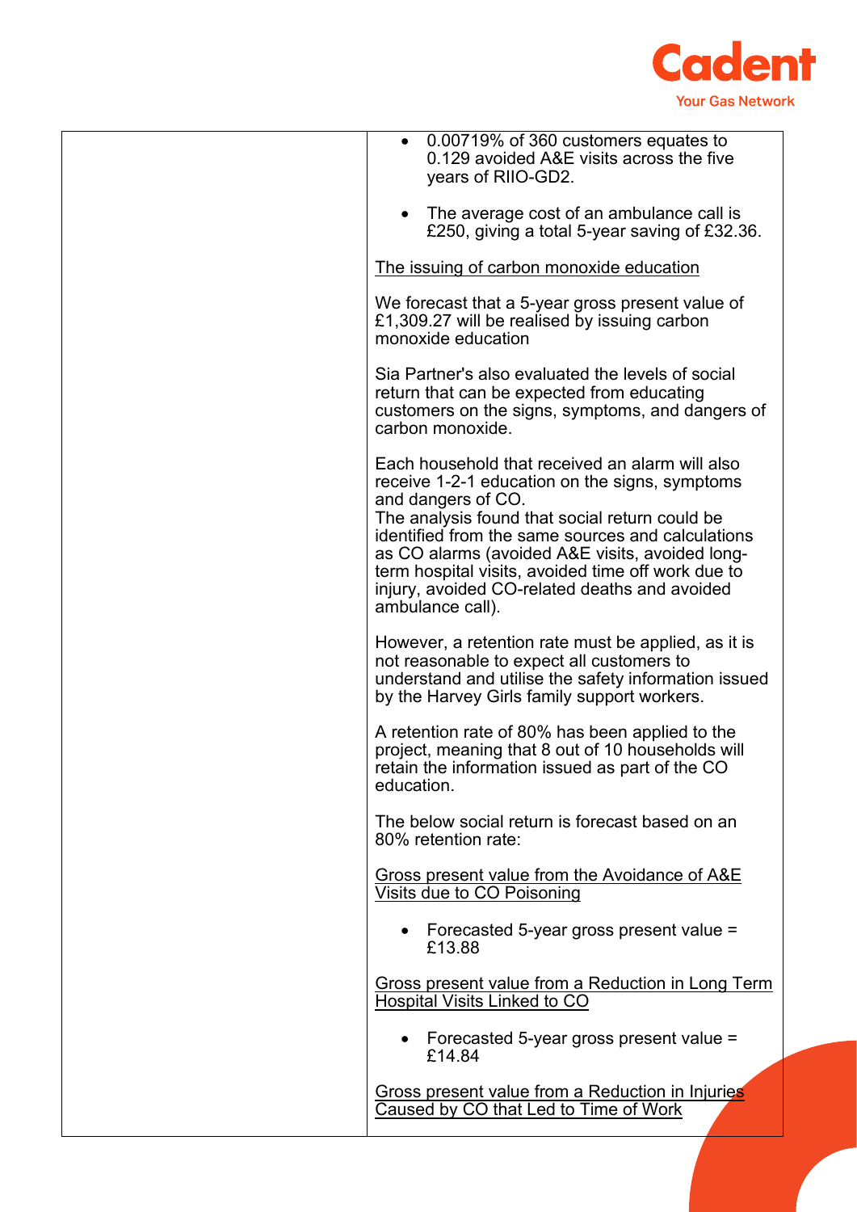| | |
|---|---|
| | • 0.00719% of 360 customers equates to 0.129 avoided A&E visits across the five years of RIIO-GD2.<br><br>• The average cost of an ambulance call is £250, giving a total 5-year saving of £32.36.<br><br><u>The issuing of carbon monoxide education</u><br><br>We forecast that a 5-year gross present value of £1,309.27 will be realised by issuing carbon monoxide education<br><br>Sia Partner's also evaluated the levels of social return that can be expected from educating customers on the signs, symptoms, and dangers of carbon monoxide.<br><br>Each household that received an alarm will also receive 1-2-1 education on the signs, symptoms and dangers of CO.<br>The analysis found that social return could be identified from the same sources and calculations as CO alarms (avoided A&E visits, avoided long-term hospital visits, avoided time off work due to injury, avoided CO-related deaths and avoided ambulance call).<br><br>However, a retention rate must be applied, as it is not reasonable to expect all customers to understand and utilise the safety information issued by the Harvey Girls family support workers.<br><br>A retention rate of 80% has been applied to the project, meaning that 8 out of 10 households will retain the information issued as part of the CO education.<br><br>The below social return is forecast based on an 80% retention rate:<br><br><u>Gross present value from the Avoidance of A&E Visits due to CO Poisoning</u><br><br>• Forecasted 5-year gross present value = £13.88<br><br><u>Gross present value from a Reduction in Long Term Hospital Visits Linked to CO</u><br><br>• Forecasted 5-year gross present value = £14.84<br><br><u>Gross present value from a Reduction in Injuries Caused by CO that Led to Time of Work</u> |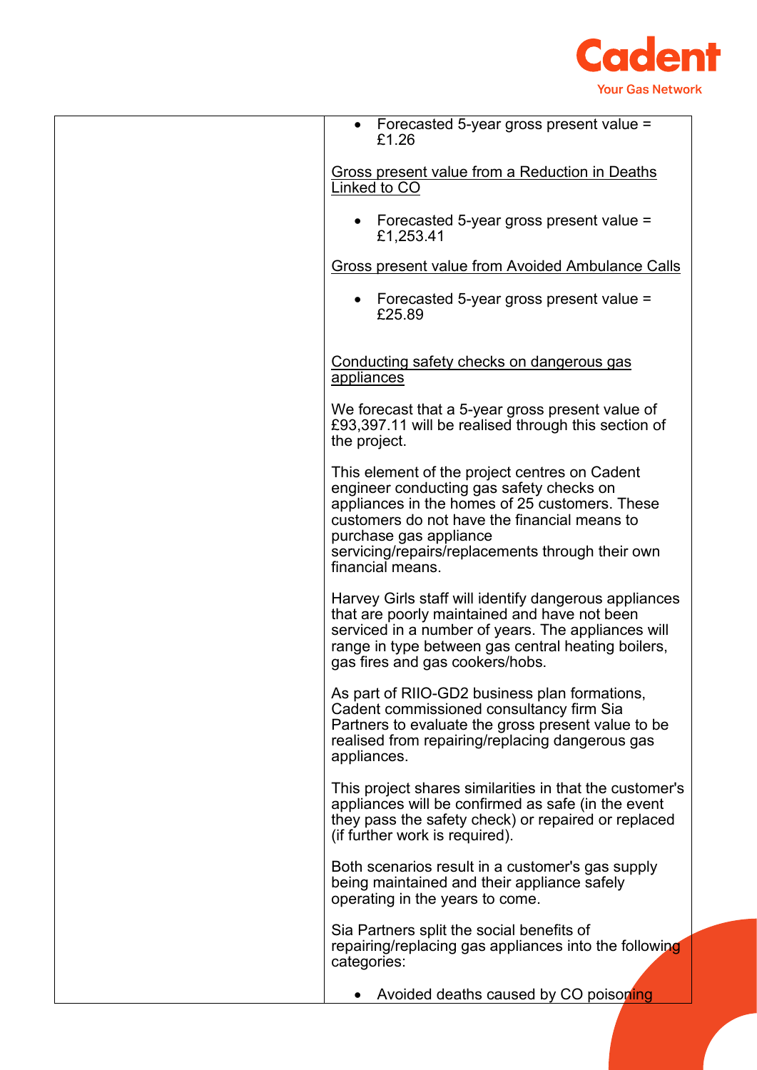|  | - Forecasted 5-year gross present value = £1.26<br><br><u>Gross present value from a Reduction in Deaths Linked to CO</u><br><br>- Forecasted 5-year gross present value = £1,253.41<br><br><u>Gross present value from Avoided Ambulance Calls</u><br><br>- Forecasted 5-year gross present value = £25.89<br><br><u>Conducting safety checks on dangerous gas appliances</u><br><br>We forecast that a 5-year gross present value of £93,397.11 will be realised through this section of the project.<br><br>This element of the project centres on Cadent engineer conducting gas safety checks on appliances in the homes of 25 customers. These customers do not have the financial means to purchase gas appliance servicing/repairs/replacements through their own financial means.<br><br>Harvey Girls staff will identify dangerous appliances that are poorly maintained and have not been serviced in a number of years. The appliances will range in type between gas central heating boilers, gas fires and gas cookers/hobs.<br><br>As part of RIIO-GD2 business plan formations, Cadent commissioned consultancy firm Sia Partners to evaluate the gross present value to be realised from repairing/replacing dangerous gas appliances.<br><br>This project shares similarities in that the customer's appliances will be confirmed as safe (in the event they pass the safety check) or repaired or replaced (if further work is required).<br><br>Both scenarios result in a customer's gas supply being maintained and their appliance safely operating in the years to come.<br><br>Sia Partners split the social benefits of repairing/replacing gas appliances into the following categories:<br><br>- Avoided deaths caused by CO poisoning |
|---|---|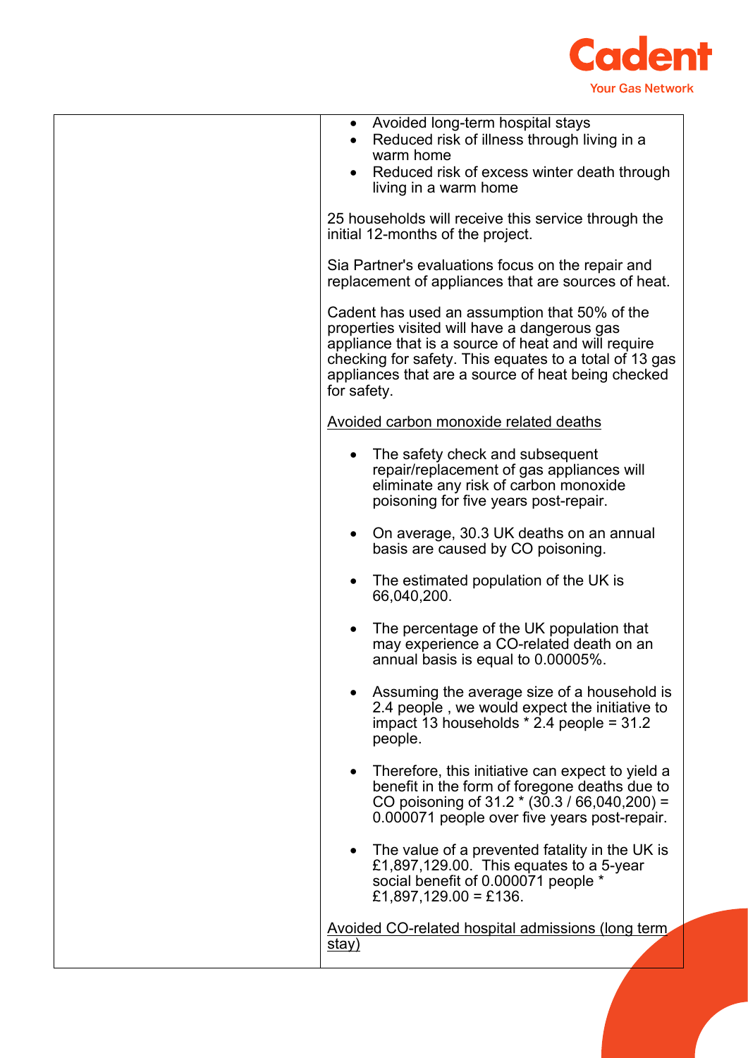| | |
|---|---|
| | • Avoided long-term hospital stays<br>• Reduced risk of illness through living in a warm home<br>• Reduced risk of excess winter death through living in a warm home<br><br>25 households will receive this service through the initial 12-months of the project.<br><br>Sia Partner's evaluations focus on the repair and replacement of appliances that are sources of heat.<br><br>Cadent has used an assumption that 50% of the properties visited will have a dangerous gas appliance that is a source of heat and will require checking for safety. This equates to a total of 13 gas appliances that are a source of heat being checked for safety.<br><br><u>Avoided carbon monoxide related deaths</u><br><br>• The safety check and subsequent repair/replacement of gas appliances will eliminate any risk of carbon monoxide poisoning for five years post-repair.<br><br>• On average, 30.3 UK deaths on an annual basis are caused by CO poisoning.<br><br>• The estimated population of the UK is 66,040,200.<br><br>• The percentage of the UK population that may experience a CO-related death on an annual basis is equal to 0.00005%.<br><br>• Assuming the average size of a household is 2.4 people , we would expect the initiative to impact 13 households * 2.4 people = 31.2 people.<br><br>• Therefore, this initiative can expect to yield a benefit in the form of foregone deaths due to CO poisoning of 31.2 * (30.3 / 66,040,200) = 0.000071 people over five years post-repair.<br><br>• The value of a prevented fatality in the UK is £1,897,129.00. This equates to a 5-year social benefit of 0.000071 people * £1,897,129.00 = £136.<br><br><u>Avoided CO-related hospital admissions (long term stay)</u> |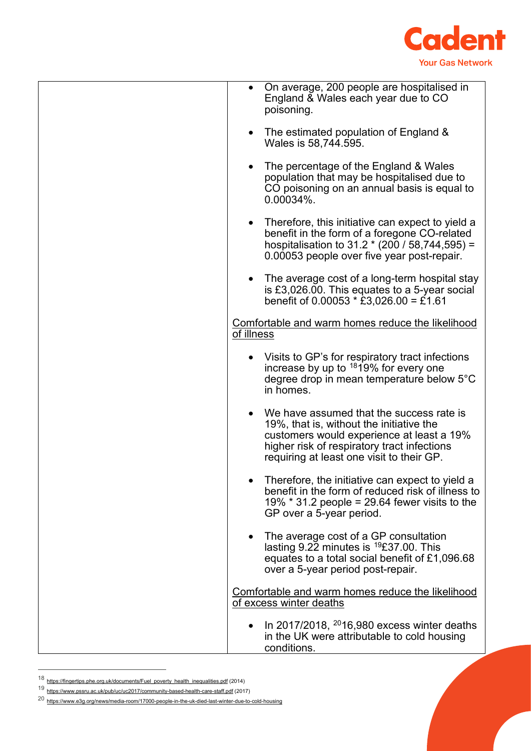| | • On average, 200 people are hospitalised in England & Wales each year due to CO poisoning.<br><br>• The estimated population of England & Wales is 58,744.595.<br><br>• The percentage of the England & Wales population that may be hospitalised due to CO poisoning on an annual basis is equal to 0.00034%.<br><br>• Therefore, this initiative can expect to yield a benefit in the form of a foregone CO-related hospitalisation to 31.2 * (200 / 58,744,595) = 0.00053 people over five year post-repair.<br><br>• The average cost of a long-term hospital stay is £3,026.00. This equates to a 5-year social benefit of 0.00053 * £3,026.00 = £1.61<br><br><u>Comfortable and warm homes reduce the likelihood of illness</u><br><br>• Visits to GP's for respiratory tract infections increase by up to [18]19% for every one degree drop in mean temperature below 5°C in homes.<br><br>• We have assumed that the success rate is 19%, that is, without the initiative the customers would experience at least a 19% higher risk of respiratory tract infections requiring at least one visit to their GP.<br><br>• Therefore, the initiative can expect to yield a benefit in the form of reduced risk of illness to 19% * 31.2 people = 29.64 fewer visits to the GP over a 5-year period.<br><br>• The average cost of a GP consultation lasting 9.22 minutes is [19]£37.00. This equates to a total social benefit of £1,096.68 over a 5-year period post-repair.<br><br><u>Comfortable and warm homes reduce the likelihood of excess winter deaths</u><br><br>• In 2017/2018, [20]16,980 excess winter deaths in the UK were attributable to cold housing conditions. |
|---|---|

[18] https://fingertips.phe.org.uk/documents/Fuel_poverty_health_inequalities.pdf (2014)

[19] https://www.pssru.ac.uk/pub/uc/uc2017/community-based-health-care-staff.pdf (2017)

[20] https://www.e3g.org/news/media-room/17000-people-in-the-uk-died-last-winter-due-to-cold-housing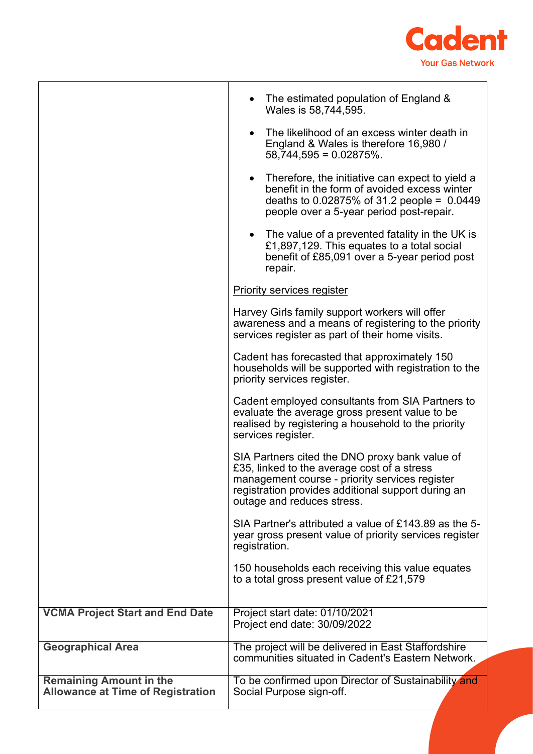| | |
|---|---|
| | • The estimated population of England & Wales is 58,744,595.<br><br>• The likelihood of an excess winter death in England & Wales is therefore 16,980 / 58,744,595 = 0.02875%.<br><br>• Therefore, the initiative can expect to yield a benefit in the form of avoided excess winter deaths to 0.02875% of 31.2 people = 0.0449 people over a 5-year period post-repair.<br><br>• The value of a prevented fatality in the UK is £1,897,129. This equates to a total social benefit of £85,091 over a 5-year period post repair.<br><br><u>Priority services register</u><br><br>Harvey Girls family support workers will offer awareness and a means of registering to the priority services register as part of their home visits.<br><br>Cadent has forecasted that approximately 150 households will be supported with registration to the priority services register.<br><br>Cadent employed consultants from SIA Partners to evaluate the average gross present value to be realised by registering a household to the priority services register.<br><br>SIA Partners cited the DNO proxy bank value of £35, linked to the average cost of a stress management course - priority services register registration provides additional support during an outage and reduces stress.<br><br>SIA Partner's attributed a value of £143.89 as the 5-year gross present value of priority services register registration.<br><br>150 households each receiving this value equates to a total gross present value of £21,579 |
| **VCMA Project Start and End Date** | Project start date: 01/10/2021<br>Project end date: 30/09/2022 |
| **Geographical Area** | The project will be delivered in East Staffordshire communities situated in Cadent's Eastern Network. |
| **Remaining Amount in the Allowance at Time of Registration** | To be confirmed upon Director of Sustainability and Social Purpose sign-off. |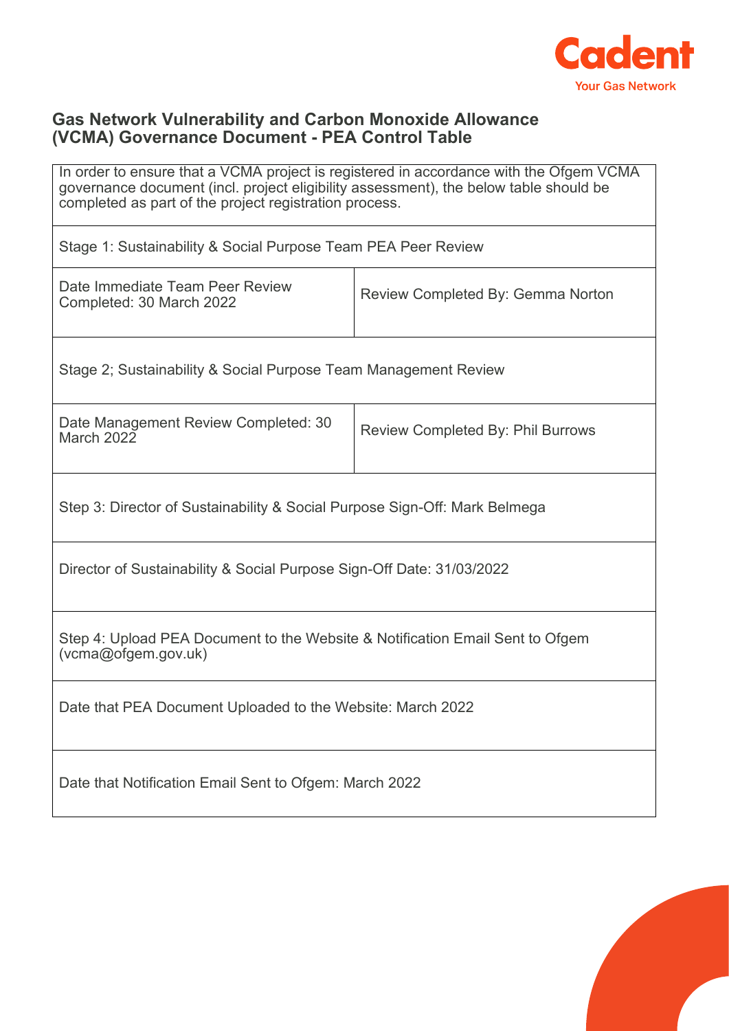# Gas Network Vulnerability and Carbon Monoxide Allowance (VCMA) Governance Document - PEA Control Table

| | |
|---|---|
| In order to ensure that a VCMA project is registered in accordance with the Ofgem VCMA governance document (incl. project eligibility assessment), the below table should be completed as part of the project registration process. | |
| Stage 1: Sustainability & Social Purpose Team PEA Peer Review | |
| Date Immediate Team Peer Review Completed: 30 March 2022 | Review Completed By: Gemma Norton |
| Stage 2; Sustainability & Social Purpose Team Management Review | |
| Date Management Review Completed: 30 March 2022 | Review Completed By: Phil Burrows |
| Step 3: Director of Sustainability & Social Purpose Sign-Off: Mark Belmega | |
| Director of Sustainability & Social Purpose Sign-Off Date: 31/03/2022 | |
| Step 4: Upload PEA Document to the Website & Notification Email Sent to Ofgem (vcma@ofgem.gov.uk) | |
| Date that PEA Document Uploaded to the Website: March 2022 | |
| Date that Notification Email Sent to Ofgem: March 2022 | |